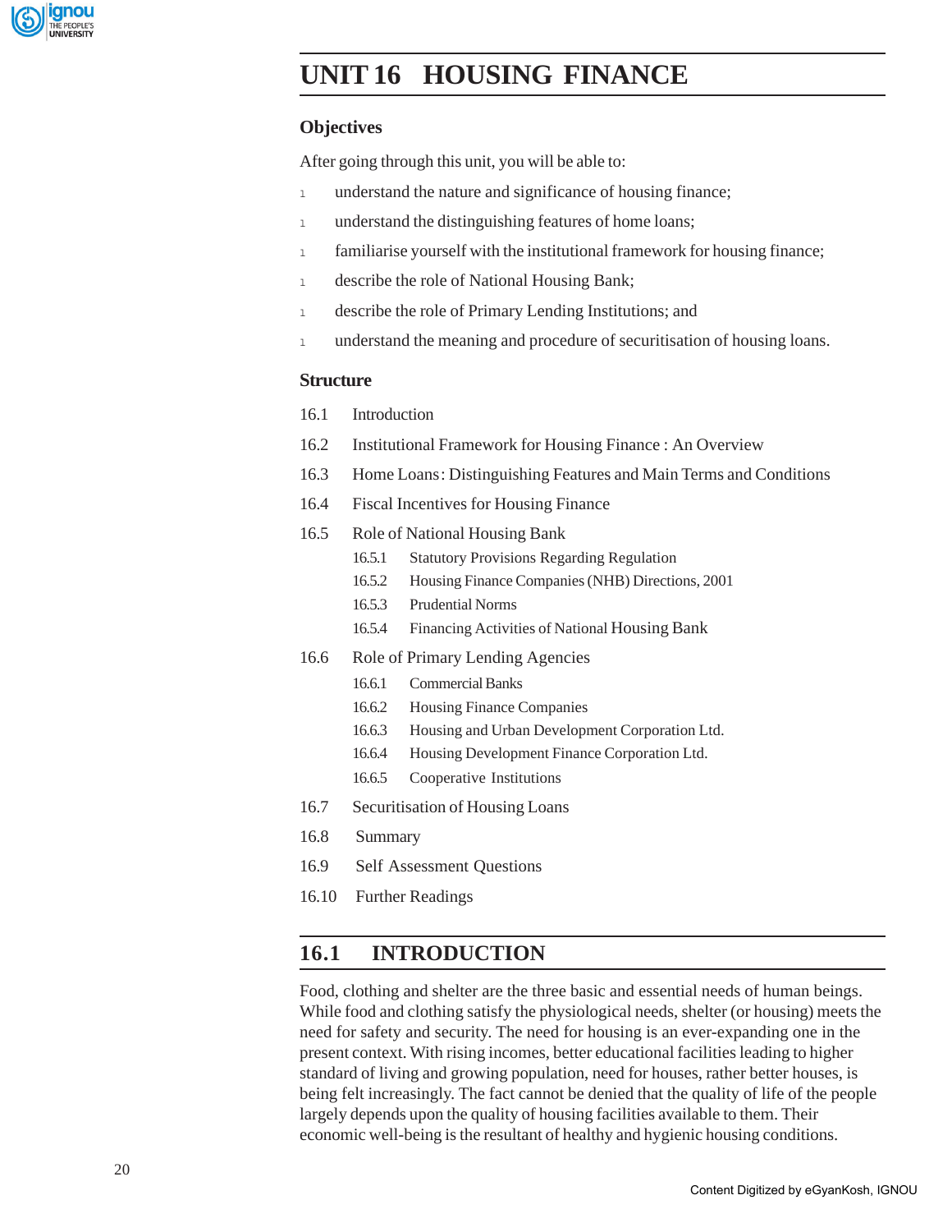# UNIT 16 HOUSING FINANCE

## Objectives

After going through this unit, you will be able to:

- understand the nature and significance of housing finance;
- understand the distinguishing features of home loans;
- familiarise yourself with the institutional framework for housing finance;
- describe the role of National Housing Bank;
- describe the role of Primary Lending Institutions; and
- understand the meaning and procedure of securitisation of housing loans.

## Structure

16.1 Introduction

16.2 Institutional Framework for Housing Finance : An Overview

16.3 Home Loans: Distinguishing Features and Main Terms and Conditions

16.4 Fiscal Incentives for Housing Finance

16.5 Role of National Housing Bank

- 16.5.1 Statutory Provisions Regarding Regulation
- 16.5.2 Housing Finance Companies (NHB) Directions, 2001
- 16.5.3 Prudential Norms
- 16.5.4 Financing Activities of National Housing Bank

16.6 Role of Primary Lending Agencies

- 16.6.1 Commercial Banks
- 16.6.2 Housing Finance Companies
- 16.6.3 Housing and Urban Development Corporation Ltd.
- 16.6.4 Housing Development Finance Corporation Ltd.
- 16.6.5 Cooperative Institutions

16.7 Securitisation of Housing Loans

16.8 Summary

16.9 Self Assessment Questions

16.10 Further Readings

## 16.1 INTRODUCTION

Food, clothing and shelter are the three basic and essential needs of human beings. While food and clothing satisfy the physiological needs, shelter (or housing) meets the need for safety and security. The need for housing is an ever-expanding one in the present context. With rising incomes, better educational facilities leading to higher standard of living and growing population, need for houses, rather better houses, is being felt increasingly. The fact cannot be denied that the quality of life of the people largely depends upon the quality of housing facilities available to them. Their economic well-being is the resultant of healthy and hygienic housing conditions.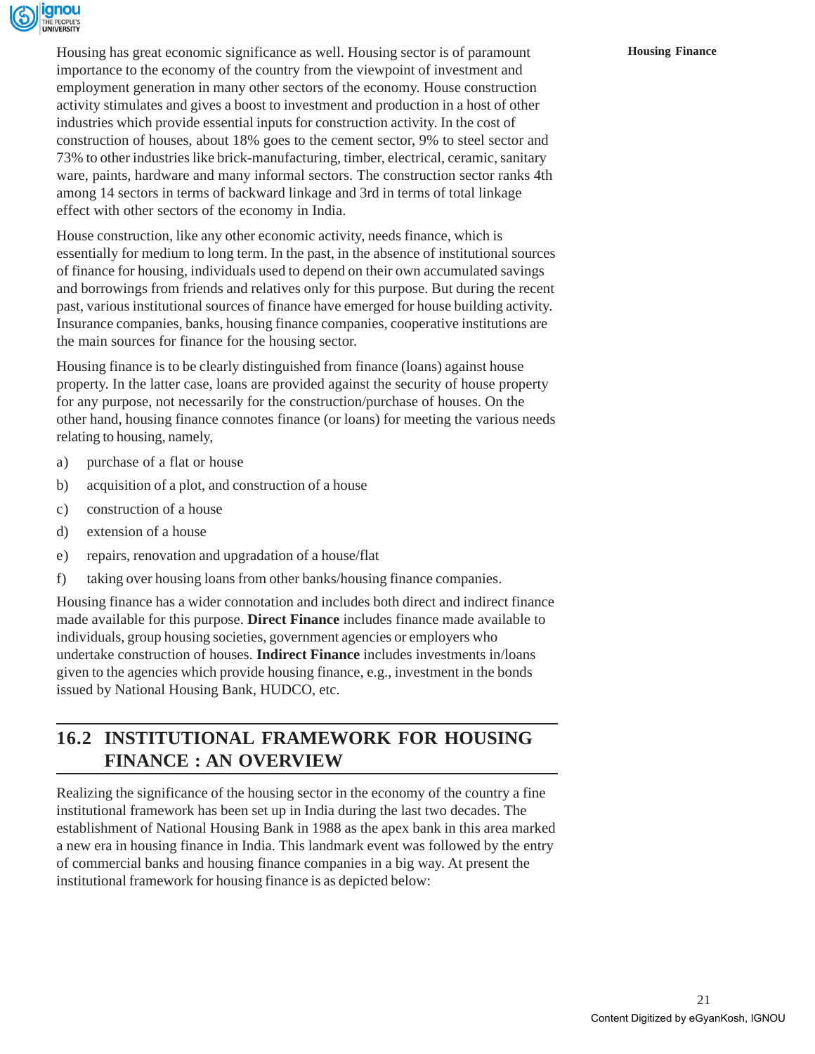Housing has great economic significance as well. Housing sector is of paramount importance to the economy of the country from the viewpoint of investment and employment generation in many other sectors of the economy. House construction activity stimulates and gives a boost to investment and production in a host of other industries which provide essential inputs for construction activity. In the cost of construction of houses, about 18% goes to the cement sector, 9% to steel sector and 73% to other industries like brick-manufacturing, timber, electrical, ceramic, sanitary ware, paints, hardware and many informal sectors. The construction sector ranks 4th among 14 sectors in terms of backward linkage and 3rd in terms of total linkage effect with other sectors of the economy in India.

House construction, like any other economic activity, needs finance, which is essentially for medium to long term. In the past, in the absence of institutional sources of finance for housing, individuals used to depend on their own accumulated savings and borrowings from friends and relatives only for this purpose. But during the recent past, various institutional sources of finance have emerged for house building activity. Insurance companies, banks, housing finance companies, cooperative institutions are the main sources for finance for the housing sector.

Housing finance is to be clearly distinguished from finance (loans) against house property. In the latter case, loans are provided against the security of house property for any purpose, not necessarily for the construction/purchase of houses. On the other hand, housing finance connotes finance (or loans) for meeting the various needs relating to housing, namely,

a) purchase of a flat or house

b) acquisition of a plot, and construction of a house

c) construction of a house

d) extension of a house

e) repairs, renovation and upgradation of a house/flat

f) taking over housing loans from other banks/housing finance companies.

Housing finance has a wider connotation and includes both direct and indirect finance made available for this purpose. **Direct Finance** includes finance made available to individuals, group housing societies, government agencies or employers who undertake construction of houses. **Indirect Finance** includes investments in/loans given to the agencies which provide housing finance, e.g., investment in the bonds issued by National Housing Bank, HUDCO, etc.

## 16.2 INSTITUTIONAL FRAMEWORK FOR HOUSING FINANCE : AN OVERVIEW

Realizing the significance of the housing sector in the economy of the country a fine institutional framework has been set up in India during the last two decades. The establishment of National Housing Bank in 1988 as the apex bank in this area marked a new era in housing finance in India. This landmark event was followed by the entry of commercial banks and housing finance companies in a big way. At present the institutional framework for housing finance is as depicted below: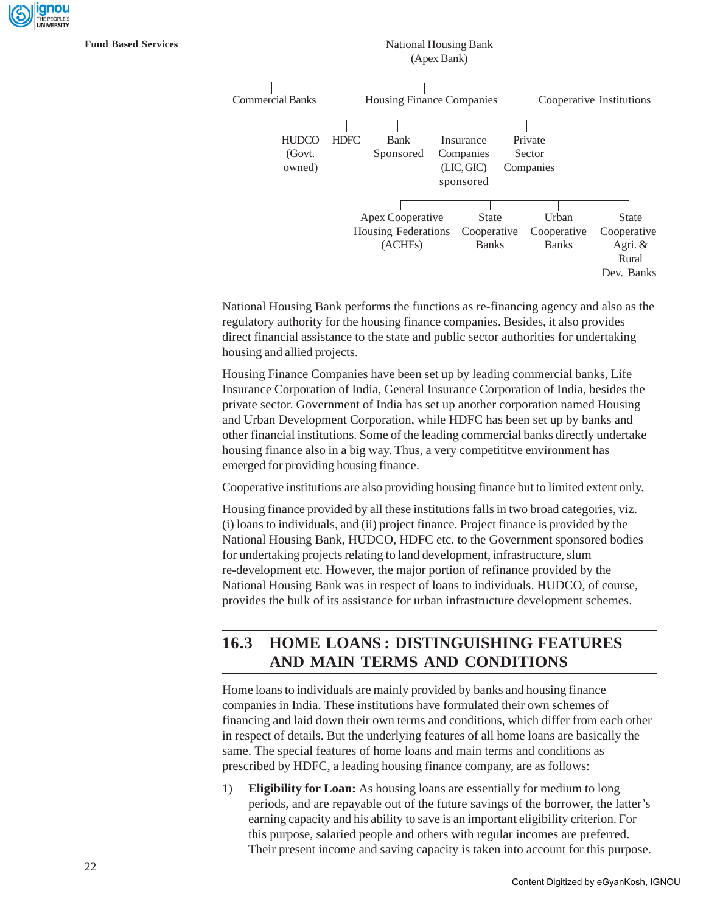National Housing Bank
(Apex Bank)

- Commercial Banks
- Housing Finance Companies
  - HUDCO (Govt. owned)
  - HDFC
  - Bank Sponsored
  - Insurance Companies (LIC, GIC) sponsored
  - Private Sector Companies
- Cooperative Institutions
  - Apex Cooperative Housing Federations (ACHFs)
  - State Cooperative Banks
  - Urban Cooperative Banks
  - State Cooperative Agri. & Rural Dev. Banks

National Housing Bank performs the functions as re-financing agency and also as the regulatory authority for the housing finance companies. Besides, it also provides direct financial assistance to the state and public sector authorities for undertaking housing and allied projects.

Housing Finance Companies have been set up by leading commercial banks, Life Insurance Corporation of India, General Insurance Corporation of India, besides the private sector. Government of India has set up another corporation named Housing and Urban Development Corporation, while HDFC has been set up by banks and other financial institutions. Some of the leading commercial banks directly undertake housing finance also in a big way. Thus, a very competititve environment has emerged for providing housing finance.

Cooperative institutions are also providing housing finance but to limited extent only.

Housing finance provided by all these institutions falls in two broad categories, viz. (i) loans to individuals, and (ii) project finance. Project finance is provided by the National Housing Bank, HUDCO, HDFC etc. to the Government sponsored bodies for undertaking projects relating to land development, infrastructure, slum re-development etc. However, the major portion of refinance provided by the National Housing Bank was in respect of loans to individuals. HUDCO, of course, provides the bulk of its assistance for urban infrastructure development schemes.

## 16.3 HOME LOANS : DISTINGUISHING FEATURES AND MAIN TERMS AND CONDITIONS

Home loans to individuals are mainly provided by banks and housing finance companies in India. These institutions have formulated their own schemes of financing and laid down their own terms and conditions, which differ from each other in respect of details. But the underlying features of all home loans are basically the same. The special features of home loans and main terms and conditions as prescribed by HDFC, a leading housing finance company, are as follows:

1) **Eligibility for Loan:** As housing loans are essentially for medium to long periods, and are repayable out of the future savings of the borrower, the latter's earning capacity and his ability to save is an important eligibility criterion. For this purpose, salaried people and others with regular incomes are preferred. Their present income and saving capacity is taken into account for this purpose.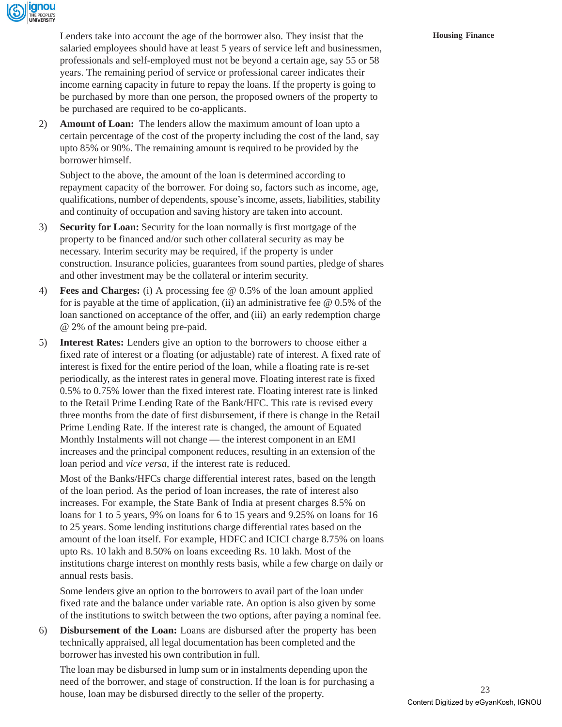Lenders take into account the age of the borrower also. They insist that the salaried employees should have at least 5 years of service left and businessmen, professionals and self-employed must not be beyond a certain age, say 55 or 58 years. The remaining period of service or professional career indicates their income earning capacity in future to repay the loans. If the property is going to be purchased by more than one person, the proposed owners of the property to be purchased are required to be co-applicants.

2) **Amount of Loan:** The lenders allow the maximum amount of loan upto a certain percentage of the cost of the property including the cost of the land, say upto 85% or 90%. The remaining amount is required to be provided by the borrower himself.

   Subject to the above, the amount of the loan is determined according to repayment capacity of the borrower. For doing so, factors such as income, age, qualifications, number of dependents, spouse's income, assets, liabilities, stability and continuity of occupation and saving history are taken into account.

3) **Security for Loan:** Security for the loan normally is first mortgage of the property to be financed and/or such other collateral security as may be necessary. Interim security may be required, if the property is under construction. Insurance policies, guarantees from sound parties, pledge of shares and other investment may be the collateral or interim security.

4) **Fees and Charges:** (i) A processing fee @ 0.5% of the loan amount applied for is payable at the time of application, (ii) an administrative fee @ 0.5% of the loan sanctioned on acceptance of the offer, and (iii) an early redemption charge @ 2% of the amount being pre-paid.

5) **Interest Rates:** Lenders give an option to the borrowers to choose either a fixed rate of interest or a floating (or adjustable) rate of interest. A fixed rate of interest is fixed for the entire period of the loan, while a floating rate is re-set periodically, as the interest rates in general move. Floating interest rate is fixed 0.5% to 0.75% lower than the fixed interest rate. Floating interest rate is linked to the Retail Prime Lending Rate of the Bank/HFC. This rate is revised every three months from the date of first disbursement, if there is change in the Retail Prime Lending Rate. If the interest rate is changed, the amount of Equated Monthly Instalments will not change — the interest component in an EMI increases and the principal component reduces, resulting in an extension of the loan period and *vice versa*, if the interest rate is reduced.

   Most of the Banks/HFCs charge differential interest rates, based on the length of the loan period. As the period of loan increases, the rate of interest also increases. For example, the State Bank of India at present charges 8.5% on loans for 1 to 5 years, 9% on loans for 6 to 15 years and 9.25% on loans for 16 to 25 years. Some lending institutions charge differential rates based on the amount of the loan itself. For example, HDFC and ICICI charge 8.75% on loans upto Rs. 10 lakh and 8.50% on loans exceeding Rs. 10 lakh. Most of the institutions charge interest on monthly rests basis, while a few charge on daily or annual rests basis.

   Some lenders give an option to the borrowers to avail part of the loan under fixed rate and the balance under variable rate. An option is also given by some of the institutions to switch between the two options, after paying a nominal fee.

6) **Disbursement of the Loan:** Loans are disbursed after the property has been technically appraised, all legal documentation has been completed and the borrower has invested his own contribution in full.

   The loan may be disbursed in lump sum or in instalments depending upon the need of the borrower, and stage of construction. If the loan is for purchasing a house, loan may be disbursed directly to the seller of the property.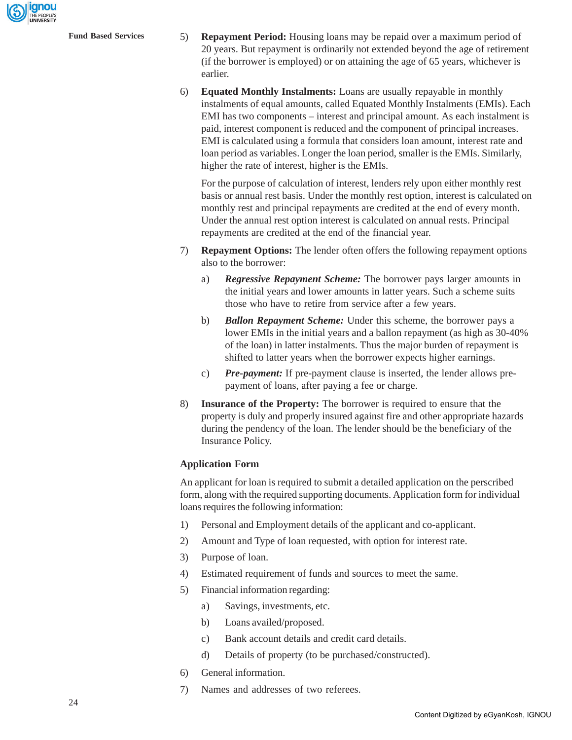5) **Repayment Period:** Housing loans may be repaid over a maximum period of 20 years. But repayment is ordinarily not extended beyond the age of retirement (if the borrower is employed) or on attaining the age of 65 years, whichever is earlier.

6) **Equated Monthly Instalments:** Loans are usually repayable in monthly instalments of equal amounts, called Equated Monthly Instalments (EMIs). Each EMI has two components – interest and principal amount. As each instalment is paid, interest component is reduced and the component of principal increases. EMI is calculated using a formula that considers loan amount, interest rate and loan period as variables. Longer the loan period, smaller is the EMIs. Similarly, higher the rate of interest, higher is the EMIs.

   For the purpose of calculation of interest, lenders rely upon either monthly rest basis or annual rest basis. Under the monthly rest option, interest is calculated on monthly rest and principal repayments are credited at the end of every month. Under the annual rest option interest is calculated on annual rests. Principal repayments are credited at the end of the financial year.

7) **Repayment Options:** The lender often offers the following repayment options also to the borrower:

   a) ***Regressive Repayment Scheme:*** The borrower pays larger amounts in the initial years and lower amounts in latter years. Such a scheme suits those who have to retire from service after a few years.

   b) ***Ballon Repayment Scheme:*** Under this scheme, the borrower pays a lower EMIs in the initial years and a ballon repayment (as high as 30-40% of the loan) in latter instalments. Thus the major burden of repayment is shifted to latter years when the borrower expects higher earnings.

   c) ***Pre-payment:*** If pre-payment clause is inserted, the lender allows pre-payment of loans, after paying a fee or charge.

8) **Insurance of the Property:** The borrower is required to ensure that the property is duly and properly insured against fire and other appropriate hazards during the pendency of the loan. The lender should be the beneficiary of the Insurance Policy.

### Application Form

An applicant for loan is required to submit a detailed application on the perscribed form, along with the required supporting documents. Application form for individual loans requires the following information:

1) Personal and Employment details of the applicant and co-applicant.
2) Amount and Type of loan requested, with option for interest rate.
3) Purpose of loan.
4) Estimated requirement of funds and sources to meet the same.
5) Financial information regarding:
   a) Savings, investments, etc.
   b) Loans availed/proposed.
   c) Bank account details and credit card details.
   d) Details of property (to be purchased/constructed).
6) General information.
7) Names and addresses of two referees.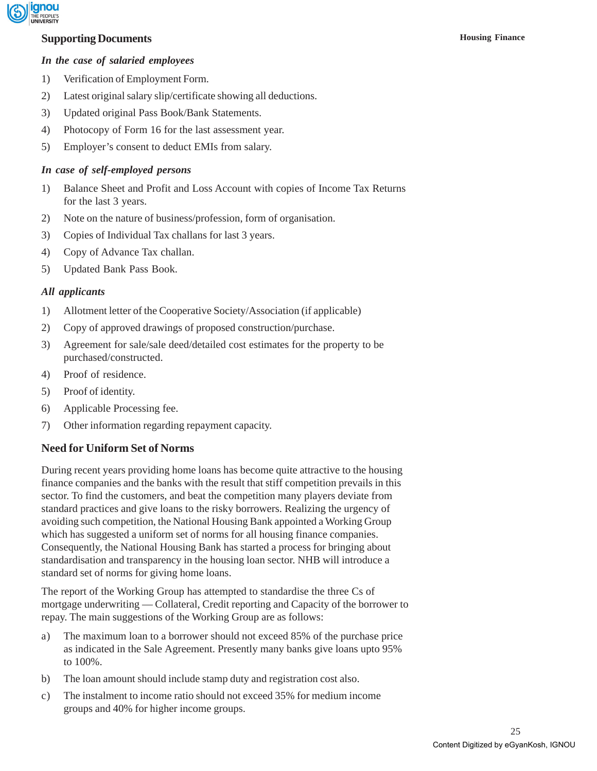## Supporting Documents

*In the case of salaried employees*

1) Verification of Employment Form.
2) Latest original salary slip/certificate showing all deductions.
3) Updated original Pass Book/Bank Statements.
4) Photocopy of Form 16 for the last assessment year.
5) Employer's consent to deduct EMIs from salary.

*In case of self-employed persons*

1) Balance Sheet and Profit and Loss Account with copies of Income Tax Returns for the last 3 years.
2) Note on the nature of business/profession, form of organisation.
3) Copies of Individual Tax challans for last 3 years.
4) Copy of Advance Tax challan.
5) Updated Bank Pass Book.

*All applicants*

1) Allotment letter of the Cooperative Society/Association (if applicable)
2) Copy of approved drawings of proposed construction/purchase.
3) Agreement for sale/sale deed/detailed cost estimates for the property to be purchased/constructed.
4) Proof of residence.
5) Proof of identity.
6) Applicable Processing fee.
7) Other information regarding repayment capacity.

## Need for Uniform Set of Norms

During recent years providing home loans has become quite attractive to the housing finance companies and the banks with the result that stiff competition prevails in this sector. To find the customers, and beat the competition many players deviate from standard practices and give loans to the risky borrowers. Realizing the urgency of avoiding such competition, the National Housing Bank appointed a Working Group which has suggested a uniform set of norms for all housing finance companies. Consequently, the National Housing Bank has started a process for bringing about standardisation and transparency in the housing loan sector. NHB will introduce a standard set of norms for giving home loans.

The report of the Working Group has attempted to standardise the three Cs of mortgage underwriting — Collateral, Credit reporting and Capacity of the borrower to repay. The main suggestions of the Working Group are as follows:

a) The maximum loan to a borrower should not exceed 85% of the purchase price as indicated in the Sale Agreement. Presently many banks give loans upto 95% to 100%.
b) The loan amount should include stamp duty and registration cost also.
c) The instalment to income ratio should not exceed 35% for medium income groups and 40% for higher income groups.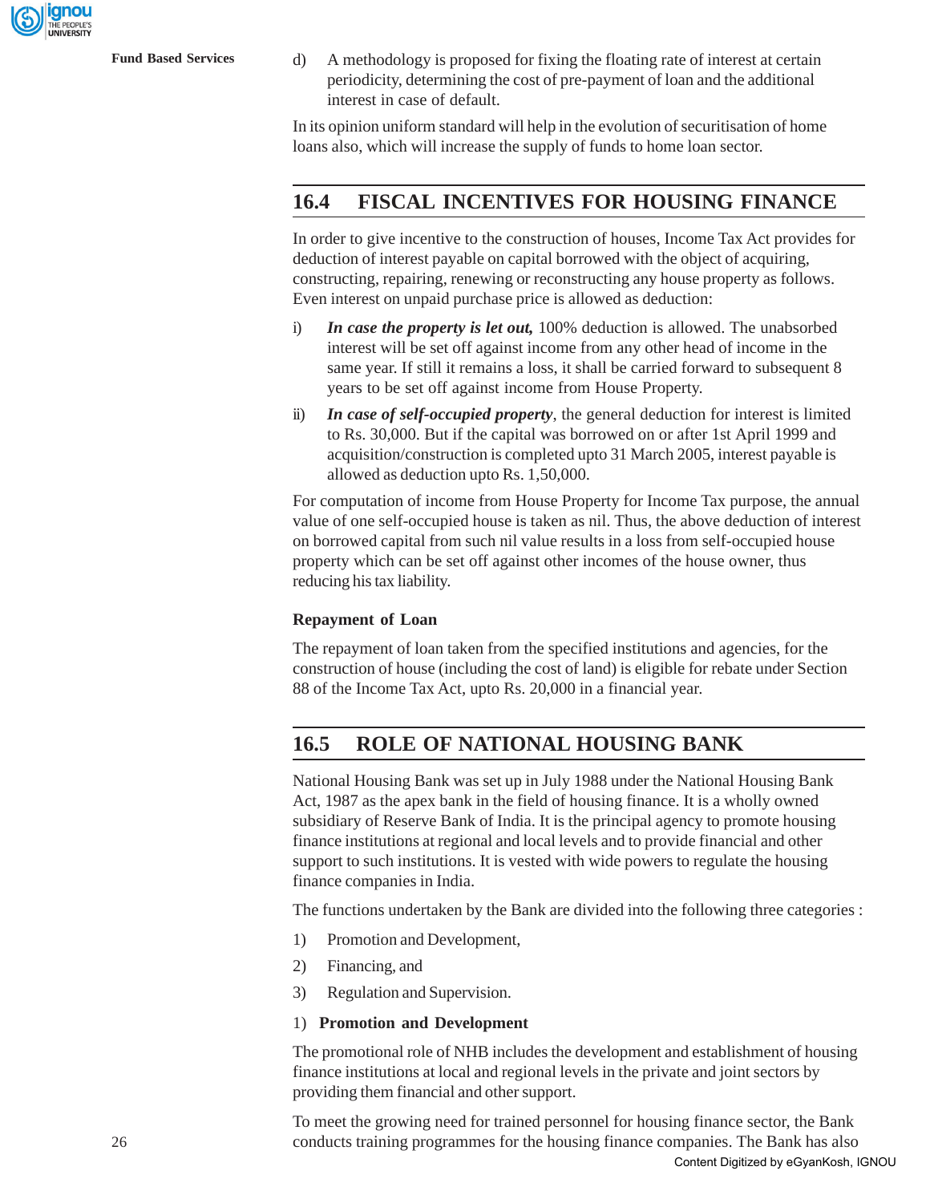d) A methodology is proposed for fixing the floating rate of interest at certain periodicity, determining the cost of pre-payment of loan and the additional interest in case of default.

In its opinion uniform standard will help in the evolution of securitisation of home loans also, which will increase the supply of funds to home loan sector.

## 16.4 FISCAL INCENTIVES FOR HOUSING FINANCE

In order to give incentive to the construction of houses, Income Tax Act provides for deduction of interest payable on capital borrowed with the object of acquiring, constructing, repairing, renewing or reconstructing any house property as follows. Even interest on unpaid purchase price is allowed as deduction:

i) ***In case the property is let out,*** 100% deduction is allowed. The unabsorbed interest will be set off against income from any other head of income in the same year. If still it remains a loss, it shall be carried forward to subsequent 8 years to be set off against income from House Property.

ii) ***In case of self-occupied property***, the general deduction for interest is limited to Rs. 30,000. But if the capital was borrowed on or after 1st April 1999 and acquisition/construction is completed upto 31 March 2005, interest payable is allowed as deduction upto Rs. 1,50,000.

For computation of income from House Property for Income Tax purpose, the annual value of one self-occupied house is taken as nil. Thus, the above deduction of interest on borrowed capital from such nil value results in a loss from self-occupied house property which can be set off against other incomes of the house owner, thus reducing his tax liability.

**Repayment of Loan**

The repayment of loan taken from the specified institutions and agencies, for the construction of house (including the cost of land) is eligible for rebate under Section 88 of the Income Tax Act, upto Rs. 20,000 in a financial year.

## 16.5 ROLE OF NATIONAL HOUSING BANK

National Housing Bank was set up in July 1988 under the National Housing Bank Act, 1987 as the apex bank in the field of housing finance. It is a wholly owned subsidiary of Reserve Bank of India. It is the principal agency to promote housing finance institutions at regional and local levels and to provide financial and other support to such institutions. It is vested with wide powers to regulate the housing finance companies in India.

The functions undertaken by the Bank are divided into the following three categories :

1) Promotion and Development,
2) Financing, and
3) Regulation and Supervision.

1) **Promotion and Development**

The promotional role of NHB includes the development and establishment of housing finance institutions at local and regional levels in the private and joint sectors by providing them financial and other support.

To meet the growing need for trained personnel for housing finance sector, the Bank conducts training programmes for the housing finance companies. The Bank has also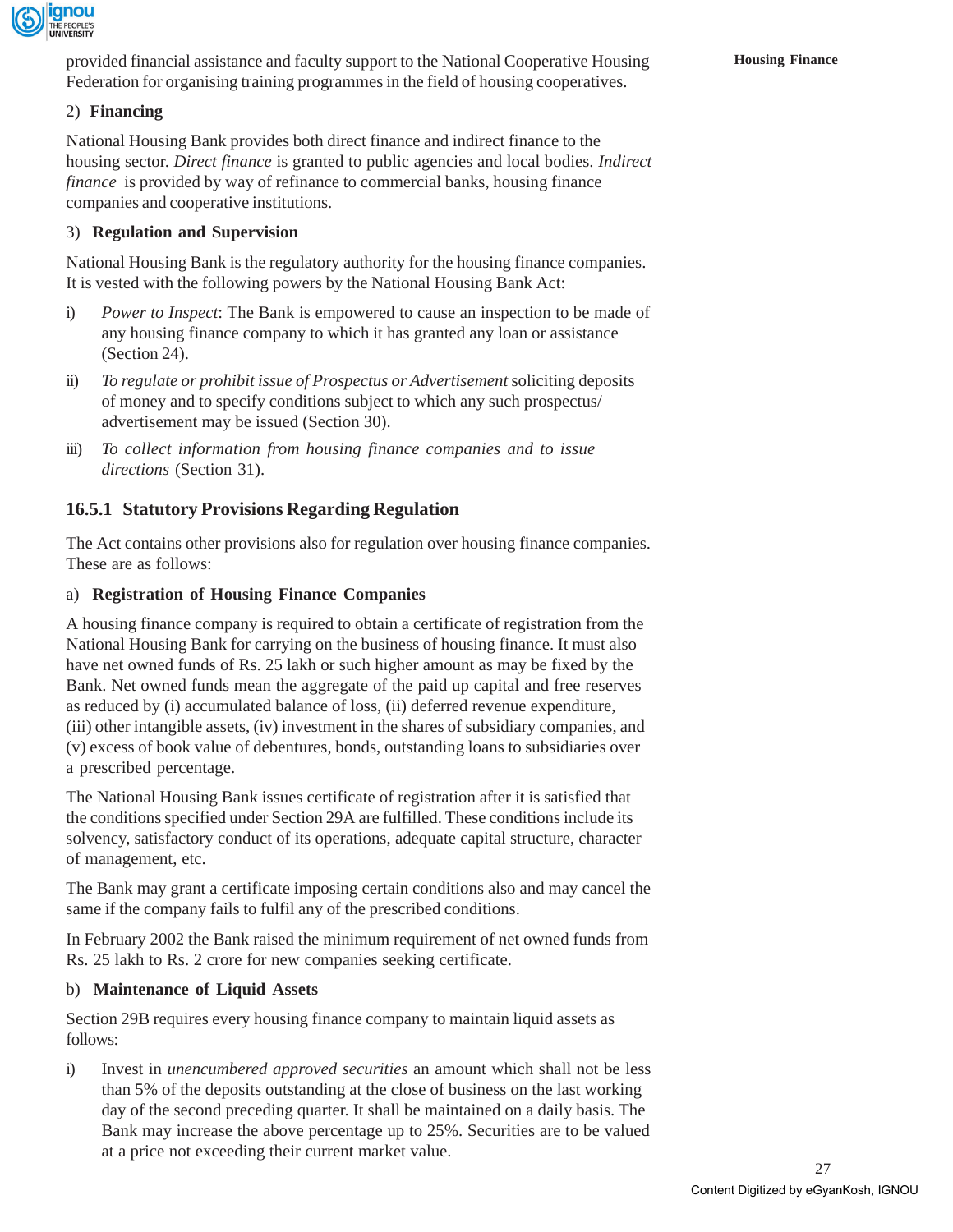provided financial assistance and faculty support to the National Cooperative Housing Federation for organising training programmes in the field of housing cooperatives.

2) **Financing**

National Housing Bank provides both direct finance and indirect finance to the housing sector. *Direct finance* is granted to public agencies and local bodies. *Indirect finance* is provided by way of refinance to commercial banks, housing finance companies and cooperative institutions.

3) **Regulation and Supervision**

National Housing Bank is the regulatory authority for the housing finance companies. It is vested with the following powers by the National Housing Bank Act:

i) *Power to Inspect*: The Bank is empowered to cause an inspection to be made of any housing finance company to which it has granted any loan or assistance (Section 24).

ii) *To regulate or prohibit issue of Prospectus or Advertisement* soliciting deposits of money and to specify conditions subject to which any such prospectus/ advertisement may be issued (Section 30).

iii) *To collect information from housing finance companies and to issue directions* (Section 31).

### 16.5.1 Statutory Provisions Regarding Regulation

The Act contains other provisions also for regulation over housing finance companies. These are as follows:

a) **Registration of Housing Finance Companies**

A housing finance company is required to obtain a certificate of registration from the National Housing Bank for carrying on the business of housing finance. It must also have net owned funds of Rs. 25 lakh or such higher amount as may be fixed by the Bank. Net owned funds mean the aggregate of the paid up capital and free reserves as reduced by (i) accumulated balance of loss, (ii) deferred revenue expenditure, (iii) other intangible assets, (iv) investment in the shares of subsidiary companies, and (v) excess of book value of debentures, bonds, outstanding loans to subsidiaries over a prescribed percentage.

The National Housing Bank issues certificate of registration after it is satisfied that the conditions specified under Section 29A are fulfilled. These conditions include its solvency, satisfactory conduct of its operations, adequate capital structure, character of management, etc.

The Bank may grant a certificate imposing certain conditions also and may cancel the same if the company fails to fulfil any of the prescribed conditions.

In February 2002 the Bank raised the minimum requirement of net owned funds from Rs. 25 lakh to Rs. 2 crore for new companies seeking certificate.

b) **Maintenance of Liquid Assets**

Section 29B requires every housing finance company to maintain liquid assets as follows:

i) Invest in *unencumbered approved securities* an amount which shall not be less than 5% of the deposits outstanding at the close of business on the last working day of the second preceding quarter. It shall be maintained on a daily basis. The Bank may increase the above percentage up to 25%. Securities are to be valued at a price not exceeding their current market value.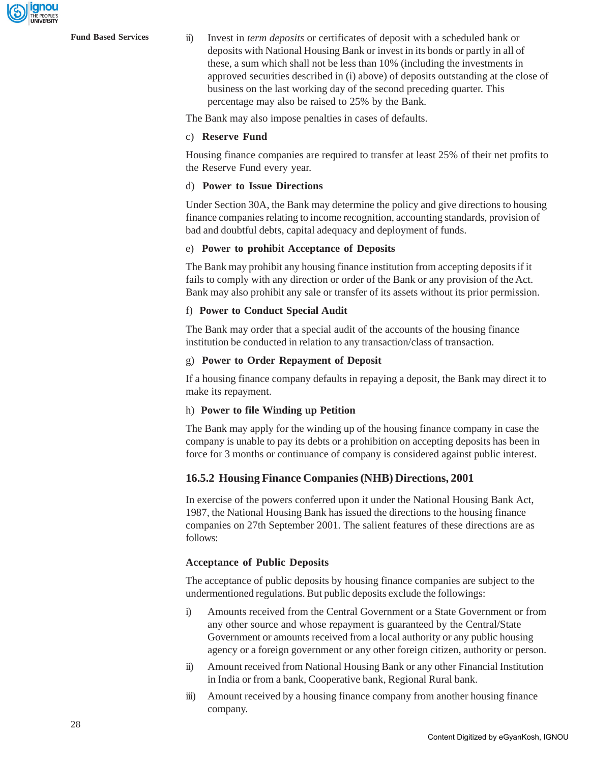ii) Invest in *term deposits* or certificates of deposit with a scheduled bank or deposits with National Housing Bank or invest in its bonds or partly in all of these, a sum which shall not be less than 10% (including the investments in approved securities described in (i) above) of deposits outstanding at the close of business on the last working day of the second preceding quarter. This percentage may also be raised to 25% by the Bank.

The Bank may also impose penalties in cases of defaults.

c) **Reserve Fund**

Housing finance companies are required to transfer at least 25% of their net profits to the Reserve Fund every year.

d) **Power to Issue Directions**

Under Section 30A, the Bank may determine the policy and give directions to housing finance companies relating to income recognition, accounting standards, provision of bad and doubtful debts, capital adequacy and deployment of funds.

e) **Power to prohibit Acceptance of Deposits**

The Bank may prohibit any housing finance institution from accepting deposits if it fails to comply with any direction or order of the Bank or any provision of the Act. Bank may also prohibit any sale or transfer of its assets without its prior permission.

f) **Power to Conduct Special Audit**

The Bank may order that a special audit of the accounts of the housing finance institution be conducted in relation to any transaction/class of transaction.

g) **Power to Order Repayment of Deposit**

If a housing finance company defaults in repaying a deposit, the Bank may direct it to make its repayment.

h) **Power to file Winding up Petition**

The Bank may apply for the winding up of the housing finance company in case the company is unable to pay its debts or a prohibition on accepting deposits has been in force for 3 months or continuance of company is considered against public interest.

### 16.5.2 Housing Finance Companies (NHB) Directions, 2001

In exercise of the powers conferred upon it under the National Housing Bank Act, 1987, the National Housing Bank has issued the directions to the housing finance companies on 27th September 2001. The salient features of these directions are as follows:

**Acceptance of Public Deposits**

The acceptance of public deposits by housing finance companies are subject to the undermentioned regulations. But public deposits exclude the followings:

i) Amounts received from the Central Government or a State Government or from any other source and whose repayment is guaranteed by the Central/State Government or amounts received from a local authority or any public housing agency or a foreign government or any other foreign citizen, authority or person.

ii) Amount received from National Housing Bank or any other Financial Institution in India or from a bank, Cooperative bank, Regional Rural bank.

iii) Amount received by a housing finance company from another housing finance company.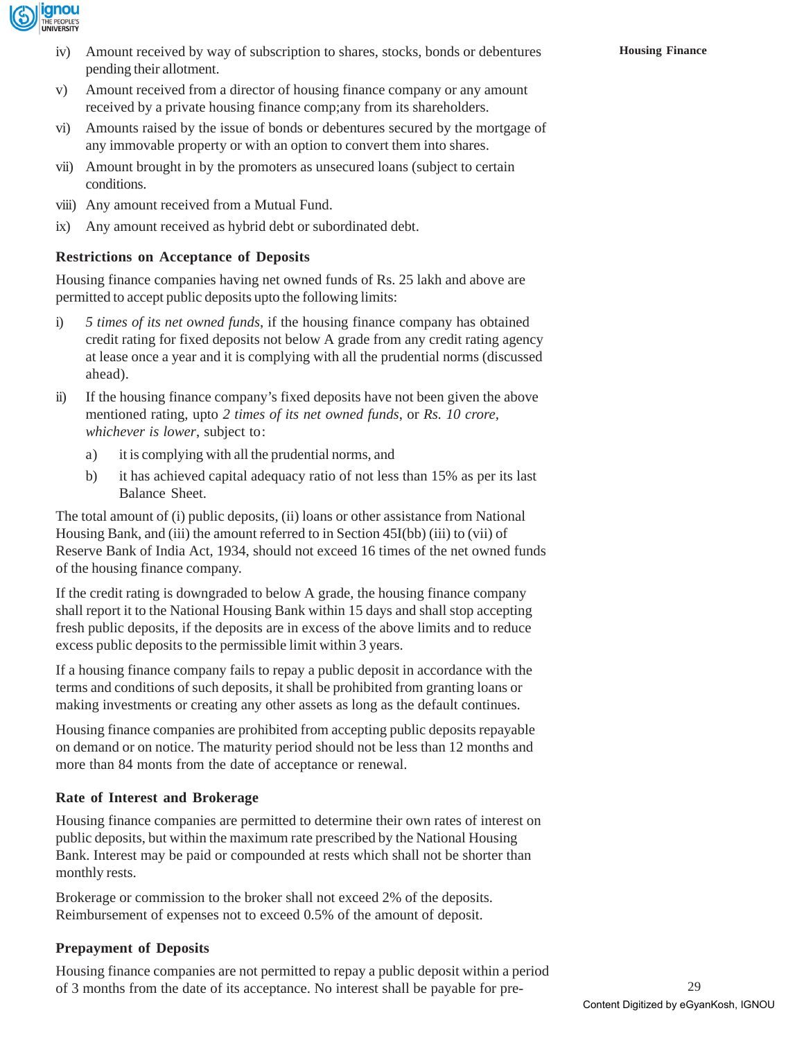iv) Amount received by way of subscription to shares, stocks, bonds or debentures pending their allotment.

v) Amount received from a director of housing finance company or any amount received by a private housing finance comp;any from its shareholders.

vi) Amounts raised by the issue of bonds or debentures secured by the mortgage of any immovable property or with an option to convert them into shares.

vii) Amount brought in by the promoters as unsecured loans (subject to certain conditions.

viii) Any amount received from a Mutual Fund.

ix) Any amount received as hybrid debt or subordinated debt.

### Restrictions on Acceptance of Deposits

Housing finance companies having net owned funds of Rs. 25 lakh and above are permitted to accept public deposits upto the following limits:

i) *5 times of its net owned funds*, if the housing finance company has obtained credit rating for fixed deposits not below A grade from any credit rating agency at lease once a year and it is complying with all the prudential norms (discussed ahead).

ii) If the housing finance company's fixed deposits have not been given the above mentioned rating, upto *2 times of its net owned funds*, or *Rs. 10 crore, whichever is lower*, subject to:

   a) it is complying with all the prudential norms, and

   b) it has achieved capital adequacy ratio of not less than 15% as per its last Balance Sheet.

The total amount of (i) public deposits, (ii) loans or other assistance from National Housing Bank, and (iii) the amount referred to in Section 45I(bb) (iii) to (vii) of Reserve Bank of India Act, 1934, should not exceed 16 times of the net owned funds of the housing finance company.

If the credit rating is downgraded to below A grade, the housing finance company shall report it to the National Housing Bank within 15 days and shall stop accepting fresh public deposits, if the deposits are in excess of the above limits and to reduce excess public deposits to the permissible limit within 3 years.

If a housing finance company fails to repay a public deposit in accordance with the terms and conditions of such deposits, it shall be prohibited from granting loans or making investments or creating any other assets as long as the default continues.

Housing finance companies are prohibited from accepting public deposits repayable on demand or on notice. The maturity period should not be less than 12 months and more than 84 monts from the date of acceptance or renewal.

### Rate of Interest and Brokerage

Housing finance companies are permitted to determine their own rates of interest on public deposits, but within the maximum rate prescribed by the National Housing Bank. Interest may be paid or compounded at rests which shall not be shorter than monthly rests.

Brokerage or commission to the broker shall not exceed 2% of the deposits. Reimbursement of expenses not to exceed 0.5% of the amount of deposit.

### Prepayment of Deposits

Housing finance companies are not permitted to repay a public deposit within a period of 3 months from the date of its acceptance. No interest shall be payable for pre-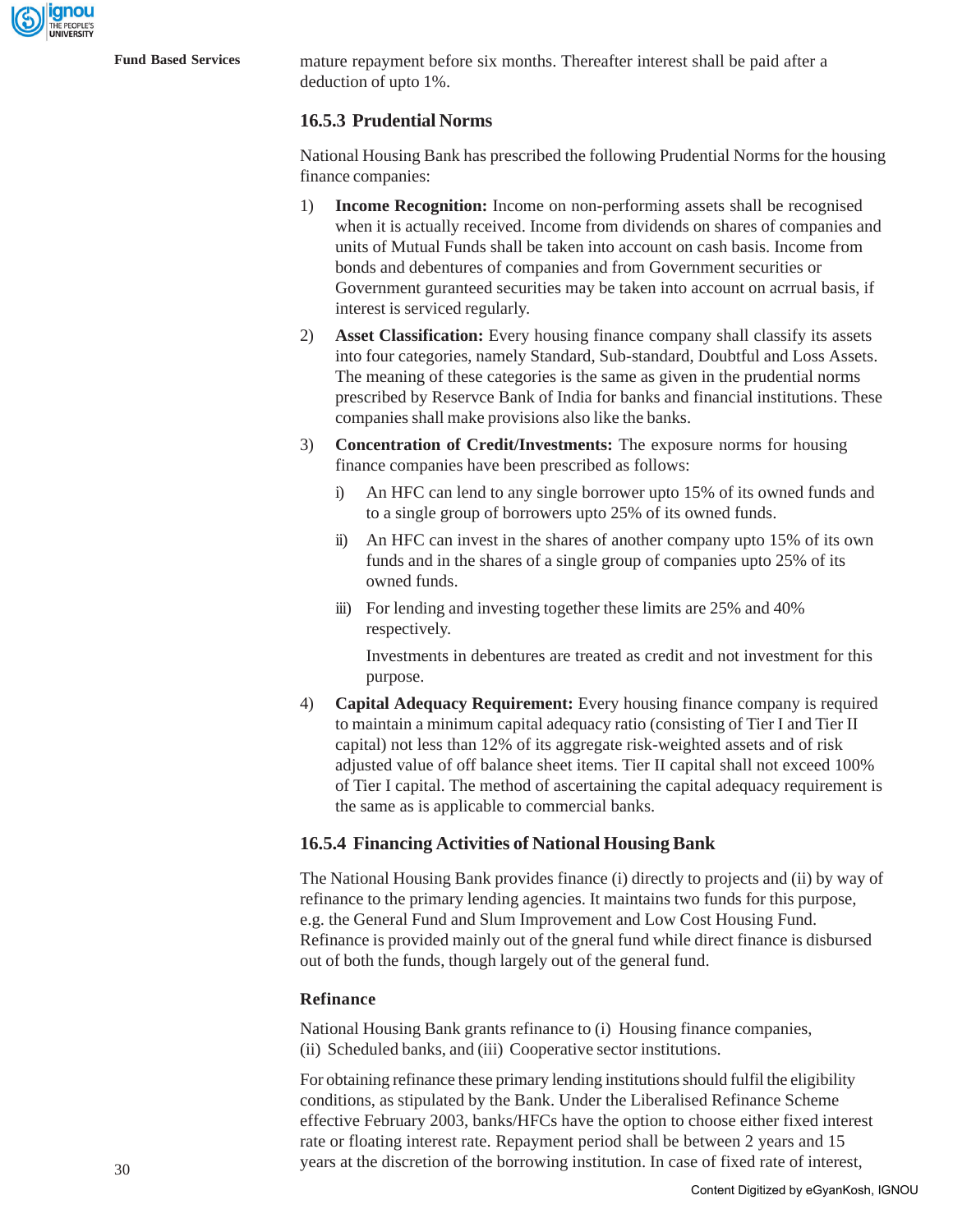mature repayment before six months. Thereafter interest shall be paid after a deduction of upto 1%.

### 16.5.3 Prudential Norms

National Housing Bank has prescribed the following Prudential Norms for the housing finance companies:

1) **Income Recognition:** Income on non-performing assets shall be recognised when it is actually received. Income from dividends on shares of companies and units of Mutual Funds shall be taken into account on cash basis. Income from bonds and debentures of companies and from Government securities or Government guranteed securities may be taken into account on acrrual basis, if interest is serviced regularly.

2) **Asset Classification:** Every housing finance company shall classify its assets into four categories, namely Standard, Sub-standard, Doubtful and Loss Assets. The meaning of these categories is the same as given in the prudential norms prescribed by Reservce Bank of India for banks and financial institutions. These companies shall make provisions also like the banks.

3) **Concentration of Credit/Investments:** The exposure norms for housing finance companies have been prescribed as follows:

   i) An HFC can lend to any single borrower upto 15% of its owned funds and to a single group of borrowers upto 25% of its owned funds.

   ii) An HFC can invest in the shares of another company upto 15% of its own funds and in the shares of a single group of companies upto 25% of its owned funds.

   iii) For lending and investing together these limits are 25% and 40% respectively.

   Investments in debentures are treated as credit and not investment for this purpose.

4) **Capital Adequacy Requirement:** Every housing finance company is required to maintain a minimum capital adequacy ratio (consisting of Tier I and Tier II capital) not less than 12% of its aggregate risk-weighted assets and of risk adjusted value of off balance sheet items. Tier II capital shall not exceed 100% of Tier I capital. The method of ascertaining the capital adequacy requirement is the same as is applicable to commercial banks.

### 16.5.4 Financing Activities of National Housing Bank

The National Housing Bank provides finance (i) directly to projects and (ii) by way of refinance to the primary lending agencies. It maintains two funds for this purpose, e.g. the General Fund and Slum Improvement and Low Cost Housing Fund. Refinance is provided mainly out of the gneral fund while direct finance is disbursed out of both the funds, though largely out of the general fund.

**Refinance**

National Housing Bank grants refinance to (i) Housing finance companies, (ii) Scheduled banks, and (iii) Cooperative sector institutions.

For obtaining refinance these primary lending institutions should fulfil the eligibility conditions, as stipulated by the Bank. Under the Liberalised Refinance Scheme effective February 2003, banks/HFCs have the option to choose either fixed interest rate or floating interest rate. Repayment period shall be between 2 years and 15 years at the discretion of the borrowing institution. In case of fixed rate of interest,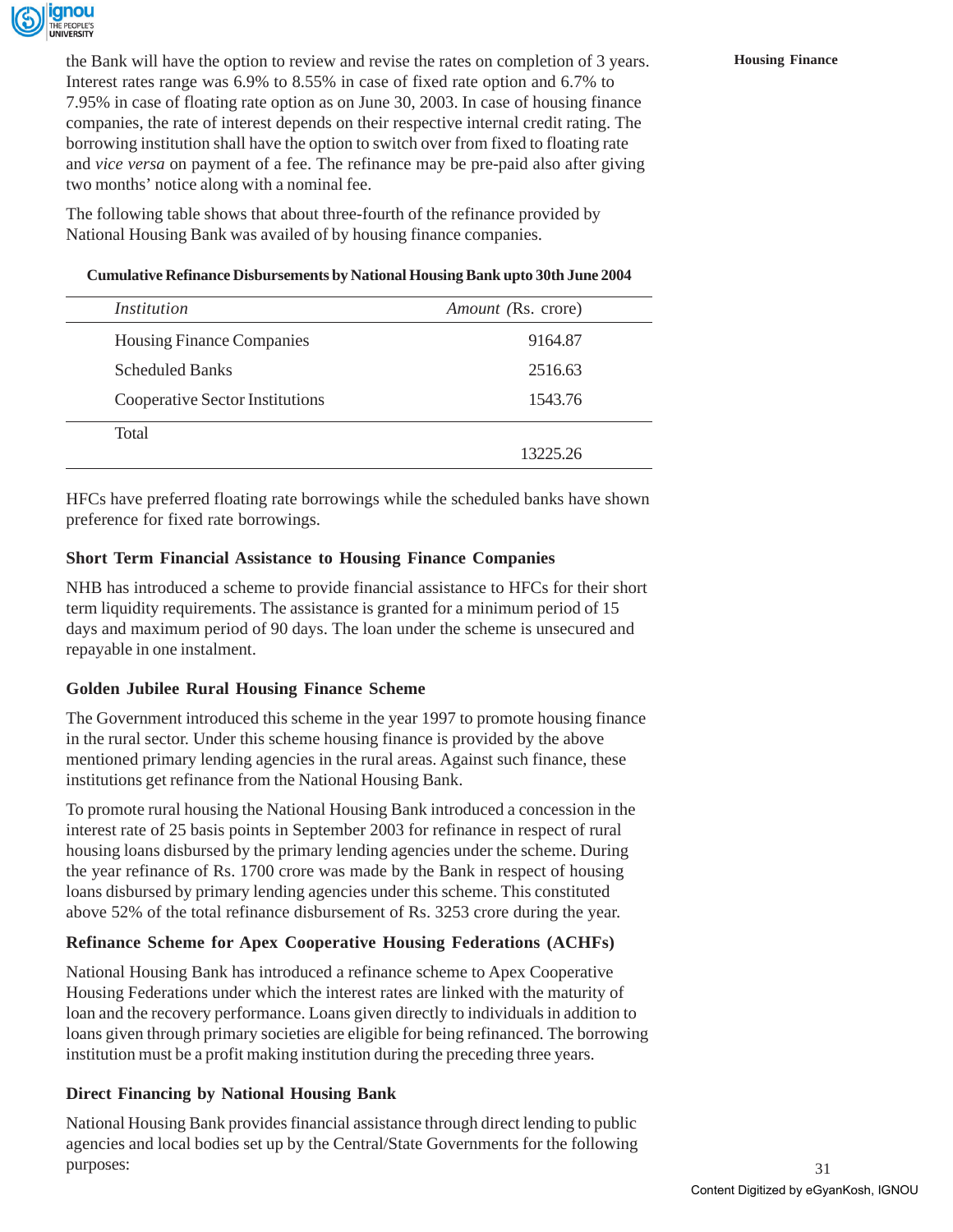the Bank will have the option to review and revise the rates on completion of 3 years. Interest rates range was 6.9% to 8.55% in case of fixed rate option and 6.7% to 7.95% in case of floating rate option as on June 30, 2003. In case of housing finance companies, the rate of interest depends on their respective internal credit rating. The borrowing institution shall have the option to switch over from fixed to floating rate and *vice versa* on payment of a fee. The refinance may be pre-paid also after giving two months' notice along with a nominal fee.

The following table shows that about three-fourth of the refinance provided by National Housing Bank was availed of by housing finance companies.

**Cumulative Refinance Disbursements by National Housing Bank upto 30th June 2004**

| *Institution* | *Amount* (Rs. crore) |
|---|---|
| Housing Finance Companies | 9164.87 |
| Scheduled Banks | 2516.63 |
| Cooperative Sector Institutions | 1543.76 |
| Total | 13225.26 |

HFCs have preferred floating rate borrowings while the scheduled banks have shown preference for fixed rate borrowings.

### Short Term Financial Assistance to Housing Finance Companies

NHB has introduced a scheme to provide financial assistance to HFCs for their short term liquidity requirements. The assistance is granted for a minimum period of 15 days and maximum period of 90 days. The loan under the scheme is unsecured and repayable in one instalment.

### Golden Jubilee Rural Housing Finance Scheme

The Government introduced this scheme in the year 1997 to promote housing finance in the rural sector. Under this scheme housing finance is provided by the above mentioned primary lending agencies in the rural areas. Against such finance, these institutions get refinance from the National Housing Bank.

To promote rural housing the National Housing Bank introduced a concession in the interest rate of 25 basis points in September 2003 for refinance in respect of rural housing loans disbursed by the primary lending agencies under the scheme. During the year refinance of Rs. 1700 crore was made by the Bank in respect of housing loans disbursed by primary lending agencies under this scheme. This constituted above 52% of the total refinance disbursement of Rs. 3253 crore during the year.

### Refinance Scheme for Apex Cooperative Housing Federations (ACHFs)

National Housing Bank has introduced a refinance scheme to Apex Cooperative Housing Federations under which the interest rates are linked with the maturity of loan and the recovery performance. Loans given directly to individuals in addition to loans given through primary societies are eligible for being refinanced. The borrowing institution must be a profit making institution during the preceding three years.

### Direct Financing by National Housing Bank

National Housing Bank provides financial assistance through direct lending to public agencies and local bodies set up by the Central/State Governments for the following purposes: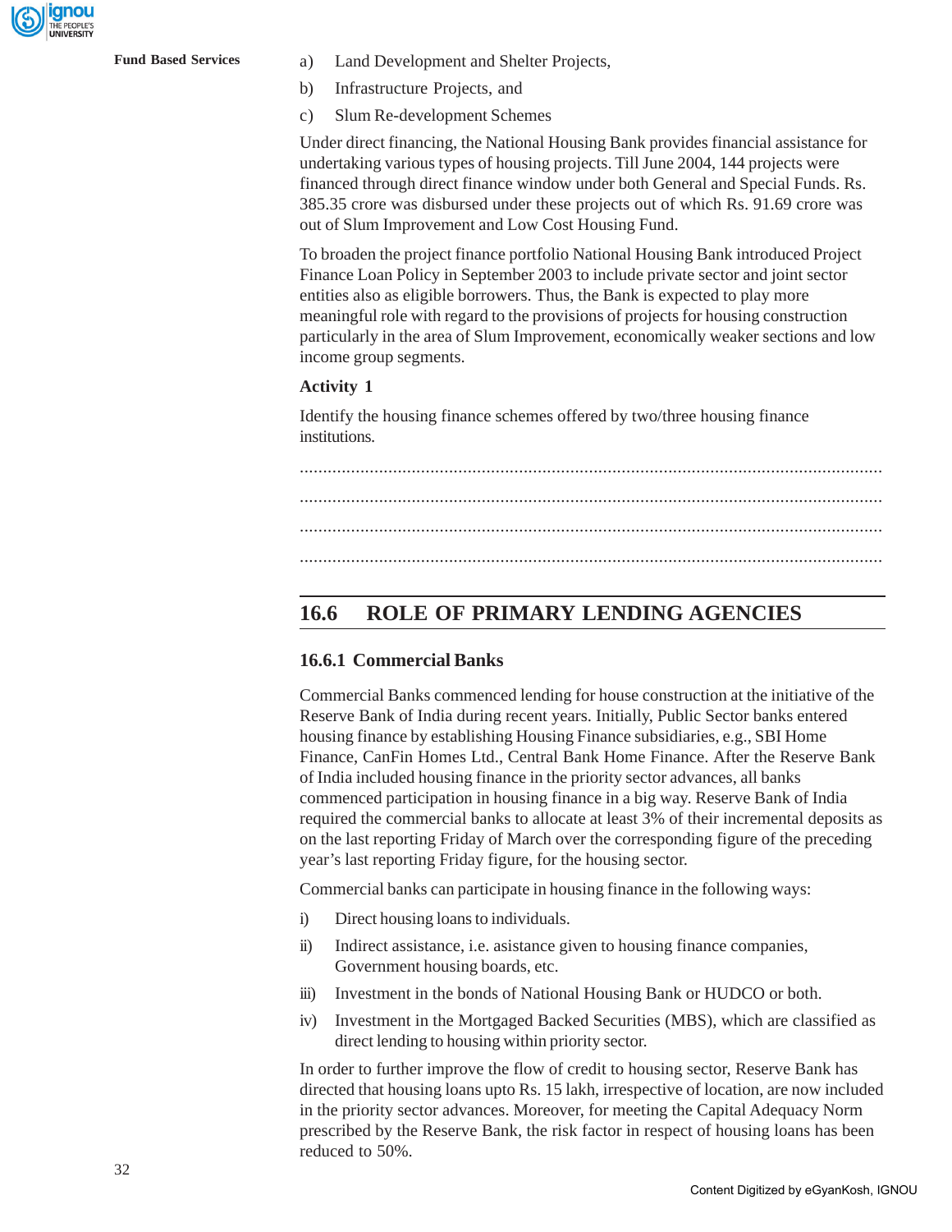a) Land Development and Shelter Projects,

b) Infrastructure Projects, and

c) Slum Re-development Schemes

Under direct financing, the National Housing Bank provides financial assistance for undertaking various types of housing projects. Till June 2004, 144 projects were financed through direct finance window under both General and Special Funds. Rs. 385.35 crore was disbursed under these projects out of which Rs. 91.69 crore was out of Slum Improvement and Low Cost Housing Fund.

To broaden the project finance portfolio National Housing Bank introduced Project Finance Loan Policy in September 2003 to include private sector and joint sector entities also as eligible borrowers. Thus, the Bank is expected to play more meaningful role with regard to the provisions of projects for housing construction particularly in the area of Slum Improvement, economically weaker sections and low income group segments.

**Activity 1**

Identify the housing finance schemes offered by two/three housing finance institutions.

..............................................................................................................................

..............................................................................................................................

..............................................................................................................................

..............................................................................................................................

## 16.6 ROLE OF PRIMARY LENDING AGENCIES

### 16.6.1 Commercial Banks

Commercial Banks commenced lending for house construction at the initiative of the Reserve Bank of India during recent years. Initially, Public Sector banks entered housing finance by establishing Housing Finance subsidiaries, e.g., SBI Home Finance, CanFin Homes Ltd., Central Bank Home Finance. After the Reserve Bank of India included housing finance in the priority sector advances, all banks commenced participation in housing finance in a big way. Reserve Bank of India required the commercial banks to allocate at least 3% of their incremental deposits as on the last reporting Friday of March over the corresponding figure of the preceding year's last reporting Friday figure, for the housing sector.

Commercial banks can participate in housing finance in the following ways:

i) Direct housing loans to individuals.

ii) Indirect assistance, i.e. asistance given to housing finance companies, Government housing boards, etc.

iii) Investment in the bonds of National Housing Bank or HUDCO or both.

iv) Investment in the Mortgaged Backed Securities (MBS), which are classified as direct lending to housing within priority sector.

In order to further improve the flow of credit to housing sector, Reserve Bank has directed that housing loans upto Rs. 15 lakh, irrespective of location, are now included in the priority sector advances. Moreover, for meeting the Capital Adequacy Norm prescribed by the Reserve Bank, the risk factor in respect of housing loans has been reduced to 50%.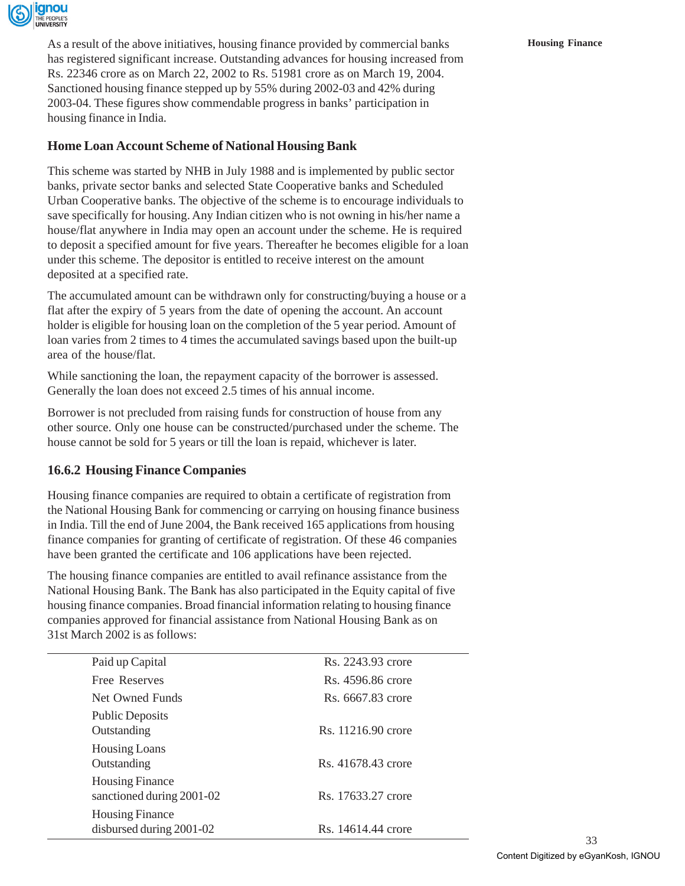As a result of the above initiatives, housing finance provided by commercial banks has registered significant increase. Outstanding advances for housing increased from Rs. 22346 crore as on March 22, 2002 to Rs. 51981 crore as on March 19, 2004. Sanctioned housing finance stepped up by 55% during 2002-03 and 42% during 2003-04. These figures show commendable progress in banks' participation in housing finance in India.

### Home Loan Account Scheme of National Housing Bank

This scheme was started by NHB in July 1988 and is implemented by public sector banks, private sector banks and selected State Cooperative banks and Scheduled Urban Cooperative banks. The objective of the scheme is to encourage individuals to save specifically for housing. Any Indian citizen who is not owning in his/her name a house/flat anywhere in India may open an account under the scheme. He is required to deposit a specified amount for five years. Thereafter he becomes eligible for a loan under this scheme. The depositor is entitled to receive interest on the amount deposited at a specified rate.

The accumulated amount can be withdrawn only for constructing/buying a house or a flat after the expiry of 5 years from the date of opening the account. An account holder is eligible for housing loan on the completion of the 5 year period. Amount of loan varies from 2 times to 4 times the accumulated savings based upon the built-up area of the house/flat.

While sanctioning the loan, the repayment capacity of the borrower is assessed. Generally the loan does not exceed 2.5 times of his annual income.

Borrower is not precluded from raising funds for construction of house from any other source. Only one house can be constructed/purchased under the scheme. The house cannot be sold for 5 years or till the loan is repaid, whichever is later.

### 16.6.2 Housing Finance Companies

Housing finance companies are required to obtain a certificate of registration from the National Housing Bank for commencing or carrying on housing finance business in India. Till the end of June 2004, the Bank received 165 applications from housing finance companies for granting of certificate of registration. Of these 46 companies have been granted the certificate and 106 applications have been rejected.

The housing finance companies are entitled to avail refinance assistance from the National Housing Bank. The Bank has also participated in the Equity capital of five housing finance companies. Broad financial information relating to housing finance companies approved for financial assistance from National Housing Bank as on 31st March 2002 is as follows:

| | |
|---|---|
| Paid up Capital | Rs. 2243.93 crore |
| Free Reserves | Rs. 4596.86 crore |
| Net Owned Funds | Rs. 6667.83 crore |
| Public Deposits Outstanding | Rs. 11216.90 crore |
| Housing Loans Outstanding | Rs. 41678.43 crore |
| Housing Finance sanctioned during 2001-02 | Rs. 17633.27 crore |
| Housing Finance disbursed during 2001-02 | Rs. 14614.44 crore |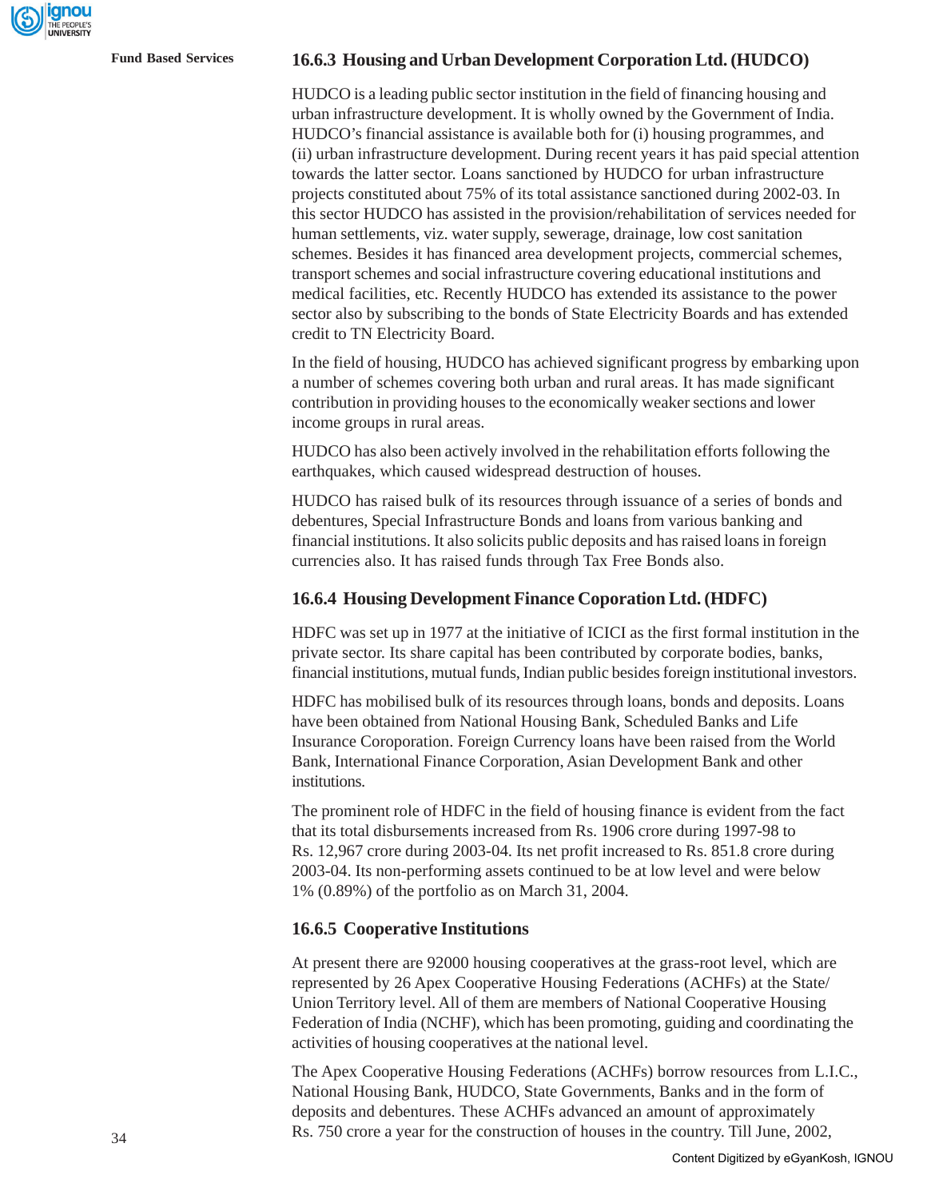### 16.6.3 Housing and Urban Development Corporation Ltd. (HUDCO)

HUDCO is a leading public sector institution in the field of financing housing and urban infrastructure development. It is wholly owned by the Government of India. HUDCO's financial assistance is available both for (i) housing programmes, and (ii) urban infrastructure development. During recent years it has paid special attention towards the latter sector. Loans sanctioned by HUDCO for urban infrastructure projects constituted about 75% of its total assistance sanctioned during 2002-03. In this sector HUDCO has assisted in the provision/rehabilitation of services needed for human settlements, viz. water supply, sewerage, drainage, low cost sanitation schemes. Besides it has financed area development projects, commercial schemes, transport schemes and social infrastructure covering educational institutions and medical facilities, etc. Recently HUDCO has extended its assistance to the power sector also by subscribing to the bonds of State Electricity Boards and has extended credit to TN Electricity Board.

In the field of housing, HUDCO has achieved significant progress by embarking upon a number of schemes covering both urban and rural areas. It has made significant contribution in providing houses to the economically weaker sections and lower income groups in rural areas.

HUDCO has also been actively involved in the rehabilitation efforts following the earthquakes, which caused widespread destruction of houses.

HUDCO has raised bulk of its resources through issuance of a series of bonds and debentures, Special Infrastructure Bonds and loans from various banking and financial institutions. It also solicits public deposits and has raised loans in foreign currencies also. It has raised funds through Tax Free Bonds also.

### 16.6.4 Housing Development Finance Coporation Ltd. (HDFC)

HDFC was set up in 1977 at the initiative of ICICI as the first formal institution in the private sector. Its share capital has been contributed by corporate bodies, banks, financial institutions, mutual funds, Indian public besides foreign institutional investors.

HDFC has mobilised bulk of its resources through loans, bonds and deposits. Loans have been obtained from National Housing Bank, Scheduled Banks and Life Insurance Coroporation. Foreign Currency loans have been raised from the World Bank, International Finance Corporation, Asian Development Bank and other institutions.

The prominent role of HDFC in the field of housing finance is evident from the fact that its total disbursements increased from Rs. 1906 crore during 1997-98 to Rs. 12,967 crore during 2003-04. Its net profit increased to Rs. 851.8 crore during 2003-04. Its non-performing assets continued to be at low level and were below 1% (0.89%) of the portfolio as on March 31, 2004.

### 16.6.5 Cooperative Institutions

At present there are 92000 housing cooperatives at the grass-root level, which are represented by 26 Apex Cooperative Housing Federations (ACHFs) at the State/Union Territory level. All of them are members of National Cooperative Housing Federation of India (NCHF), which has been promoting, guiding and coordinating the activities of housing cooperatives at the national level.

The Apex Cooperative Housing Federations (ACHFs) borrow resources from L.I.C., National Housing Bank, HUDCO, State Governments, Banks and in the form of deposits and debentures. These ACHFs advanced an amount of approximately Rs. 750 crore a year for the construction of houses in the country. Till June, 2002,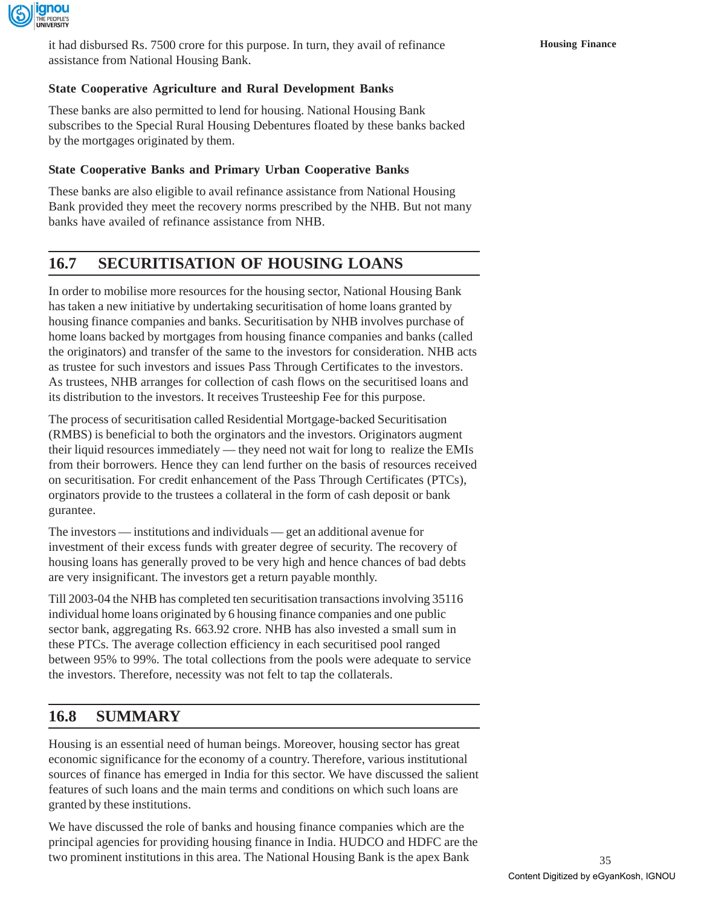it had disbursed Rs. 7500 crore for this purpose. In turn, they avail of refinance assistance from National Housing Bank.

### State Cooperative Agriculture and Rural Development Banks

These banks are also permitted to lend for housing. National Housing Bank subscribes to the Special Rural Housing Debentures floated by these banks backed by the mortgages originated by them.

### State Cooperative Banks and Primary Urban Cooperative Banks

These banks are also eligible to avail refinance assistance from National Housing Bank provided they meet the recovery norms prescribed by the NHB. But not many banks have availed of refinance assistance from NHB.

## 16.7 SECURITISATION OF HOUSING LOANS

In order to mobilise more resources for the housing sector, National Housing Bank has taken a new initiative by undertaking securitisation of home loans granted by housing finance companies and banks. Securitisation by NHB involves purchase of home loans backed by mortgages from housing finance companies and banks (called the originators) and transfer of the same to the investors for consideration. NHB acts as trustee for such investors and issues Pass Through Certificates to the investors. As trustees, NHB arranges for collection of cash flows on the securitised loans and its distribution to the investors. It receives Trusteeship Fee for this purpose.

The process of securitisation called Residential Mortgage-backed Securitisation (RMBS) is beneficial to both the orginators and the investors. Originators augment their liquid resources immediately — they need not wait for long to realize the EMIs from their borrowers. Hence they can lend further on the basis of resources received on securitisation. For credit enhancement of the Pass Through Certificates (PTCs), orginators provide to the trustees a collateral in the form of cash deposit or bank gurantee.

The investors — institutions and individuals — get an additional avenue for investment of their excess funds with greater degree of security. The recovery of housing loans has generally proved to be very high and hence chances of bad debts are very insignificant. The investors get a return payable monthly.

Till 2003-04 the NHB has completed ten securitisation transactions involving 35116 individual home loans originated by 6 housing finance companies and one public sector bank, aggregating Rs. 663.92 crore. NHB has also invested a small sum in these PTCs. The average collection efficiency in each securitised pool ranged between 95% to 99%. The total collections from the pools were adequate to service the investors. Therefore, necessity was not felt to tap the collaterals.

## 16.8 SUMMARY

Housing is an essential need of human beings. Moreover, housing sector has great economic significance for the economy of a country. Therefore, various institutional sources of finance has emerged in India for this sector. We have discussed the salient features of such loans and the main terms and conditions on which such loans are granted by these institutions.

We have discussed the role of banks and housing finance companies which are the principal agencies for providing housing finance in India. HUDCO and HDFC are the two prominent institutions in this area. The National Housing Bank is the apex Bank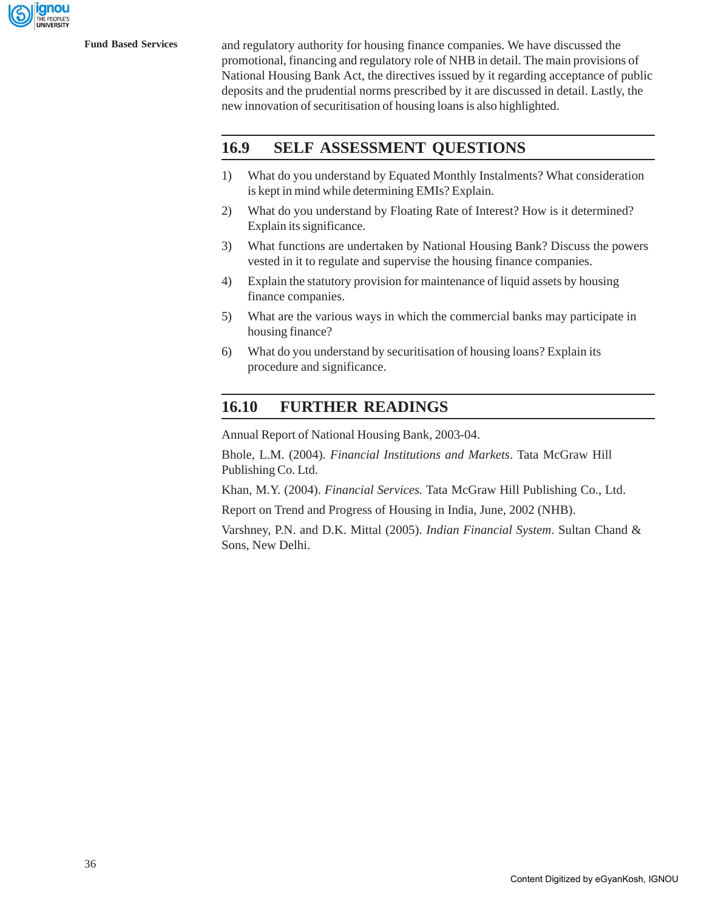and regulatory authority for housing finance companies. We have discussed the promotional, financing and regulatory role of NHB in detail. The main provisions of National Housing Bank Act, the directives issued by it regarding acceptance of public deposits and the prudential norms prescribed by it are discussed in detail. Lastly, the new innovation of securitisation of housing loans is also highlighted.

## 16.9 SELF ASSESSMENT QUESTIONS

1) What do you understand by Equated Monthly Instalments? What consideration is kept in mind while determining EMIs? Explain.
2) What do you understand by Floating Rate of Interest? How is it determined? Explain its significance.
3) What functions are undertaken by National Housing Bank? Discuss the powers vested in it to regulate and supervise the housing finance companies.
4) Explain the statutory provision for maintenance of liquid assets by housing finance companies.
5) What are the various ways in which the commercial banks may participate in housing finance?
6) What do you understand by securitisation of housing loans? Explain its procedure and significance.

## 16.10 FURTHER READINGS

Annual Report of National Housing Bank, 2003-04.

Bhole, L.M. (2004). *Financial Institutions and Markets*. Tata McGraw Hill Publishing Co. Ltd.

Khan, M.Y. (2004). *Financial Services.* Tata McGraw Hill Publishing Co., Ltd.

Report on Trend and Progress of Housing in India, June, 2002 (NHB).

Varshney, P.N. and D.K. Mittal (2005). *Indian Financial System*. Sultan Chand & Sons, New Delhi.